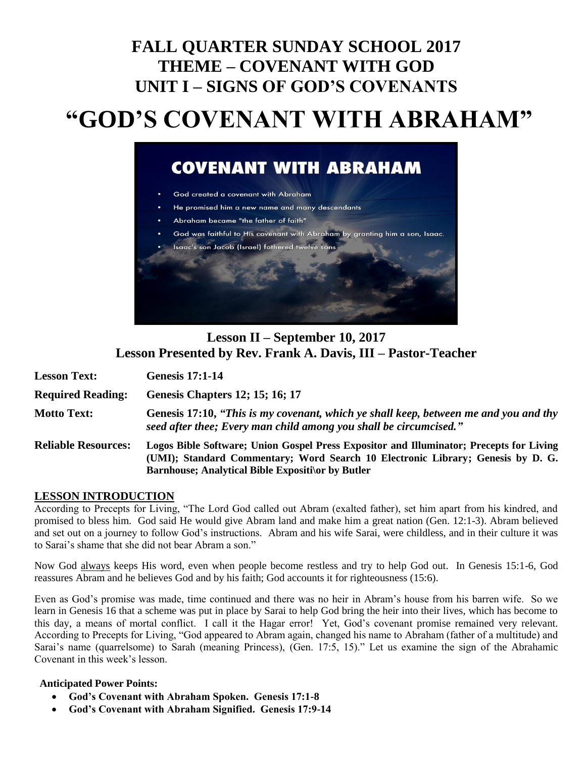# FALL QUARTER SUNDAY SCHOOL 2017
# THEME – COVENANT WITH GOD
# UNIT I – SIGNS OF GOD'S COVENANTS

# "GOD'S COVENANT WITH ABRAHAM"

## Lesson II – September 10, 2017
## Lesson Presented by Rev. Frank A. Davis, III – Pastor-Teacher

| | |
|---|---|
| **Lesson Text:** | **Genesis 17:1-14** |
| **Required Reading:** | **Genesis Chapters 12; 15; 16; 17** |
| **Motto Text:** | **Genesis 17:10, *"This is my covenant, which ye shall keep, between me and you and thy seed after thee; Every man child among you shall be circumcised."*** |
| **Reliable Resources:** | **Logos Bible Software; Union Gospel Press Expositor and Illuminator; Precepts for Living (UMI); Standard Commentary; Word Search 10 Electronic Library; Genesis by D. G. Barnhouse; Analytical Bible Expositi\or by Butler** |

## LESSON INTRODUCTION

According to Precepts for Living, "The Lord God called out Abram (exalted father), set him apart from his kindred, and promised to bless him. God said He would give Abram land and make him a great nation (Gen. 12:1-3). Abram believed and set out on a journey to follow God's instructions. Abram and his wife Sarai, were childless, and in their culture it was to Sarai's shame that she did not bear Abram a son."

Now God always keeps His word, even when people become restless and try to help God out. In Genesis 15:1-6, God reassures Abram and he believes God and by his faith; God accounts it for righteousness (15:6).

Even as God's promise was made, time continued and there was no heir in Abram's house from his barren wife. So we learn in Genesis 16 that a scheme was put in place by Sarai to help God bring the heir into their lives, which has become to this day, a means of mortal conflict. I call it the Hagar error! Yet, God's covenant promise remained very relevant. According to Precepts for Living, "God appeared to Abram again, changed his name to Abraham (father of a multitude) and Sarai's name (quarrelsome) to Sarah (meaning Princess), (Gen. 17:5, 15)." Let us examine the sign of the Abrahamic Covenant in this week's lesson.

**Anticipated Power Points:**

- **God's Covenant with Abraham Spoken. Genesis 17:1-8**
- **God's Covenant with Abraham Signified. Genesis 17:9-14**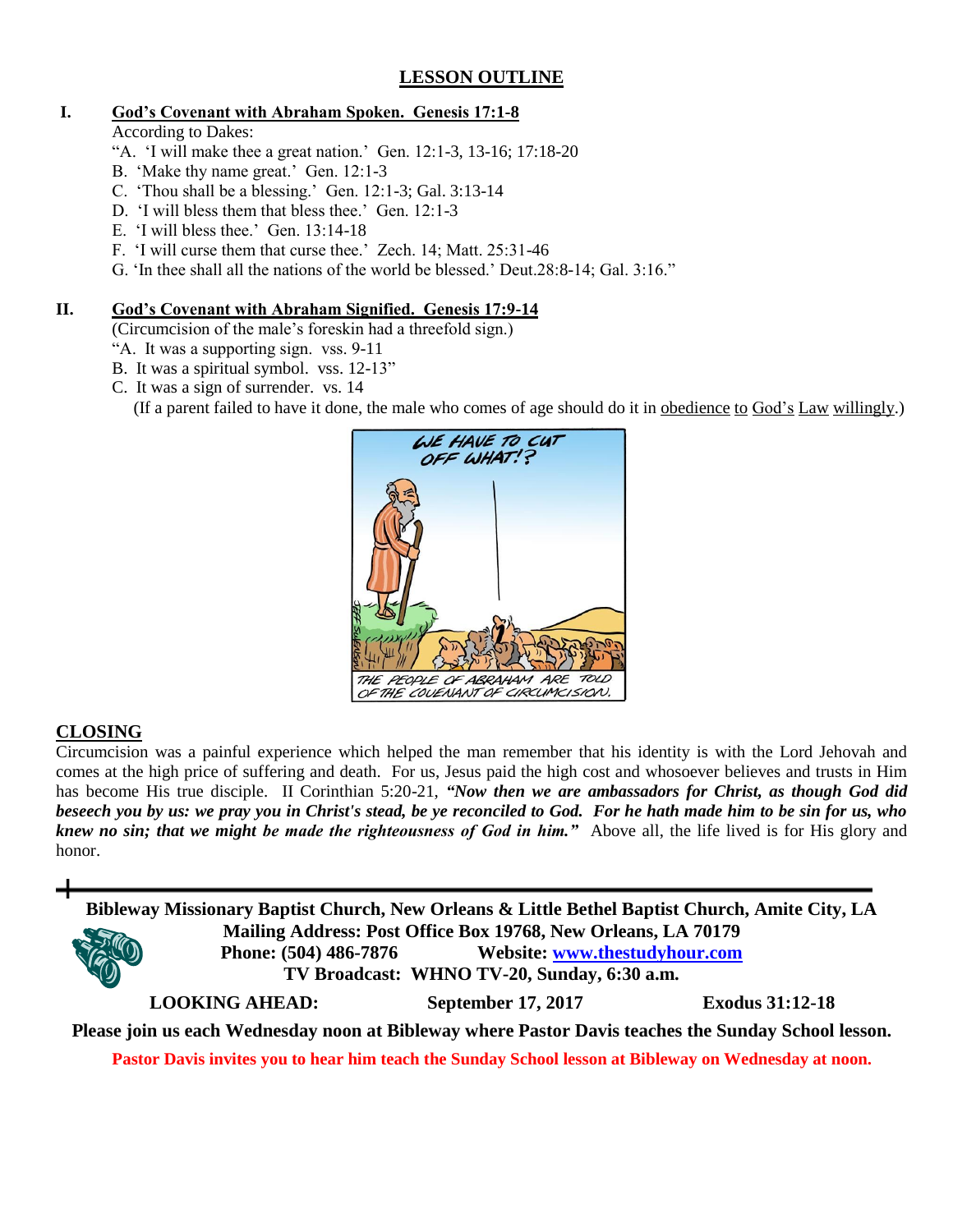## LESSON OUTLINE

**I. God's Covenant with Abraham Spoken. Genesis 17:1-8**

According to Dakes:

"A. 'I will make thee a great nation.' Gen. 12:1-3, 13-16; 17:18-20
B. 'Make thy name great.' Gen. 12:1-3
C. 'Thou shall be a blessing.' Gen. 12:1-3; Gal. 3:13-14
D. 'I will bless them that bless thee.' Gen. 12:1-3
E. 'I will bless thee.' Gen. 13:14-18
F. 'I will curse them that curse thee.' Zech. 14; Matt. 25:31-46
G. 'In thee shall all the nations of the world be blessed.' Deut.28:8-14; Gal. 3:16."

**II. God's Covenant with Abraham Signified. Genesis 17:9-14**

(Circumcision of the male's foreskin had a threefold sign.)

"A. It was a supporting sign. vss. 9-11
B. It was a spiritual symbol. vss. 12-13"
C. It was a sign of surrender. vs. 14
(If a parent failed to have it done, the male who comes of age should do it in obedience to God's Law willingly.)

## CLOSING

Circumcision was a painful experience which helped the man remember that his identity is with the Lord Jehovah and comes at the high price of suffering and death. For us, Jesus paid the high cost and whosoever believes and trusts in Him has become His true disciple. II Corinthian 5:20-21, ***"Now then we are ambassadors for Christ, as though God did beseech you by us: we pray you in Christ's stead, be ye reconciled to God. For he hath made him to be sin for us, who knew no sin; that we might be made the righteousness of God in him."*** Above all, the life lived is for His glory and honor.

**Bibleway Missionary Baptist Church, New Orleans & Little Bethel Baptist Church, Amite City, LA**
**Mailing Address: Post Office Box 19768, New Orleans, LA 70179**
**Phone: (504) 486-7876 Website: www.thestudyhour.com**
**TV Broadcast: WHNO TV-20, Sunday, 6:30 a.m.**

**LOOKING AHEAD: September 17, 2017 Exodus 31:12-18**

**Please join us each Wednesday noon at Bibleway where Pastor Davis teaches the Sunday School lesson.**

**Pastor Davis invites you to hear him teach the Sunday School lesson at Bibleway on Wednesday at noon.**